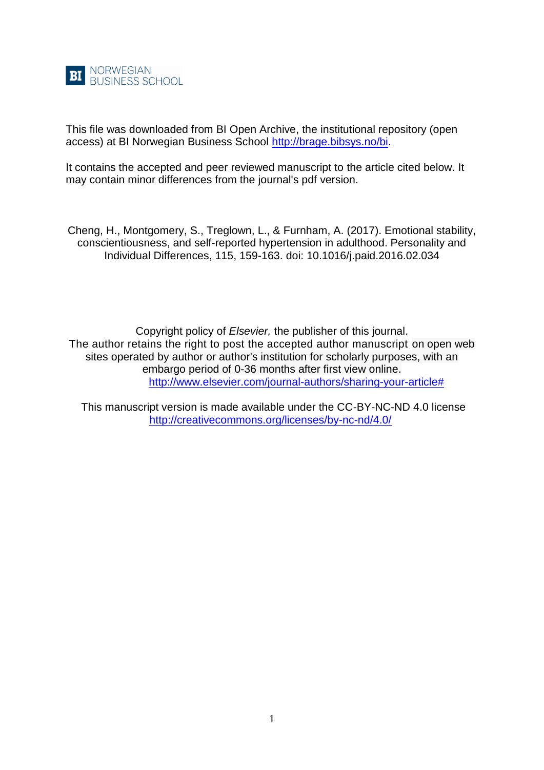BI NORWEGIAN BUSINESS SCHOOL

This file was downloaded from BI Open Archive, the institutional repository (open access) at BI Norwegian Business School http://brage.bibsys.no/bi.

It contains the accepted and peer reviewed manuscript to the article cited below. It may contain minor differences from the journal's pdf version.

Cheng, H., Montgomery, S., Treglown, L., & Furnham, A. (2017). Emotional stability, conscientiousness, and self-reported hypertension in adulthood. Personality and Individual Differences, 115, 159-163. doi: 10.1016/j.paid.2016.02.034

Copyright policy of *Elsevier,* the publisher of this journal.
The author retains the right to post the accepted author manuscript on open web sites operated by author or author's institution for scholarly purposes, with an embargo period of 0-36 months after first view online.
http://www.elsevier.com/journal-authors/sharing-your-article#

This manuscript version is made available under the CC-BY-NC-ND 4.0 license
http://creativecommons.org/licenses/by-nc-nd/4.0/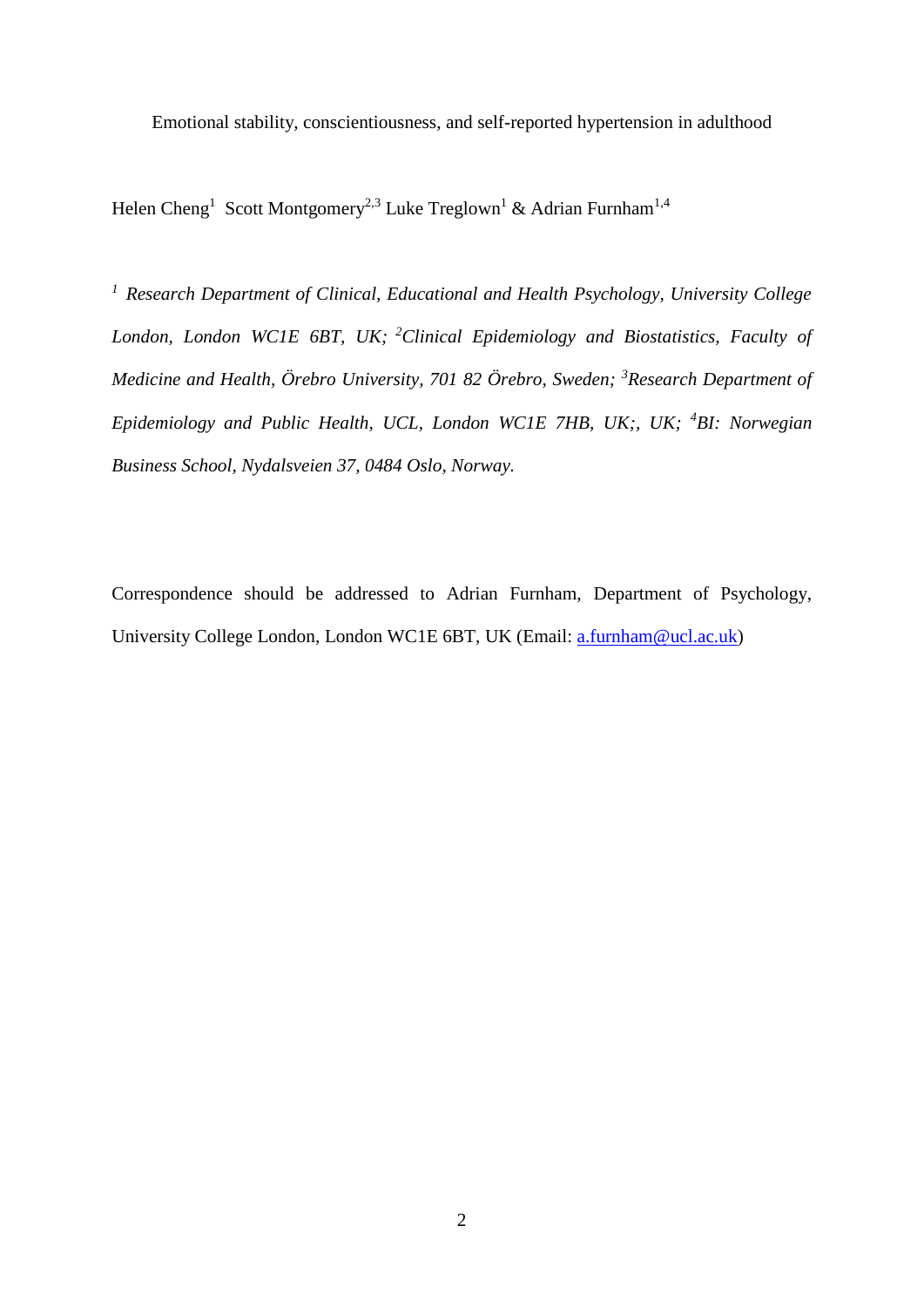Emotional stability, conscientiousness, and self-reported hypertension in adulthood

Helen Cheng[1] Scott Montgomery[2,3] Luke Treglown[1] & Adrian Furnham[1,4]

*[1] Research Department of Clinical, Educational and Health Psychology, University College London, London WC1E 6BT, UK; [2]Clinical Epidemiology and Biostatistics, Faculty of Medicine and Health, Örebro University, 701 82 Örebro, Sweden; [3]Research Department of Epidemiology and Public Health, UCL, London WC1E 7HB, UK;, UK; [4]BI: Norwegian Business School, Nydalsveien 37, 0484 Oslo, Norway.*

Correspondence should be addressed to Adrian Furnham, Department of Psychology, University College London, London WC1E 6BT, UK (Email: a.furnham@ucl.ac.uk)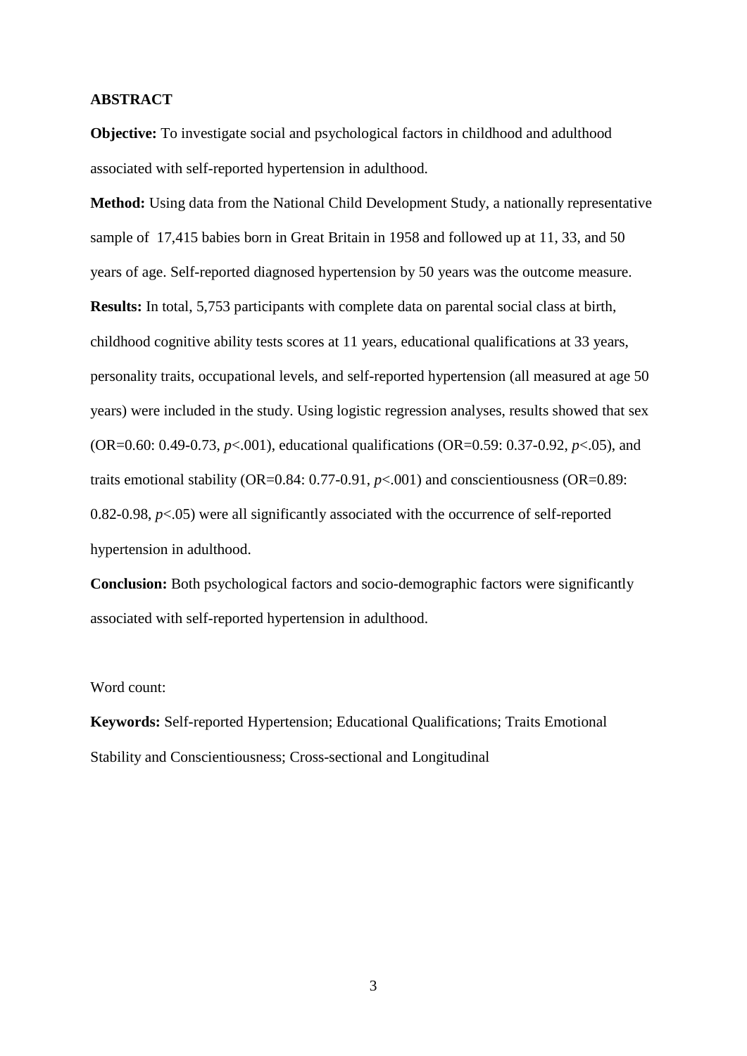**ABSTRACT**

**Objective:** To investigate social and psychological factors in childhood and adulthood associated with self-reported hypertension in adulthood.

**Method:** Using data from the National Child Development Study, a nationally representative sample of 17,415 babies born in Great Britain in 1958 and followed up at 11, 33, and 50 years of age. Self-reported diagnosed hypertension by 50 years was the outcome measure.

**Results:** In total, 5,753 participants with complete data on parental social class at birth, childhood cognitive ability tests scores at 11 years, educational qualifications at 33 years, personality traits, occupational levels, and self-reported hypertension (all measured at age 50 years) were included in the study. Using logistic regression analyses, results showed that sex (OR=0.60: 0.49-0.73, $p<.001$), educational qualifications (OR=0.59: 0.37-0.92, $p<.05$), and traits emotional stability (OR=0.84: 0.77-0.91, $p<.001$) and conscientiousness (OR=0.89: 0.82-0.98, $p<.05$) were all significantly associated with the occurrence of self-reported hypertension in adulthood.

**Conclusion:** Both psychological factors and socio-demographic factors were significantly associated with self-reported hypertension in adulthood.

Word count:

**Keywords:** Self-reported Hypertension; Educational Qualifications; Traits Emotional Stability and Conscientiousness; Cross-sectional and Longitudinal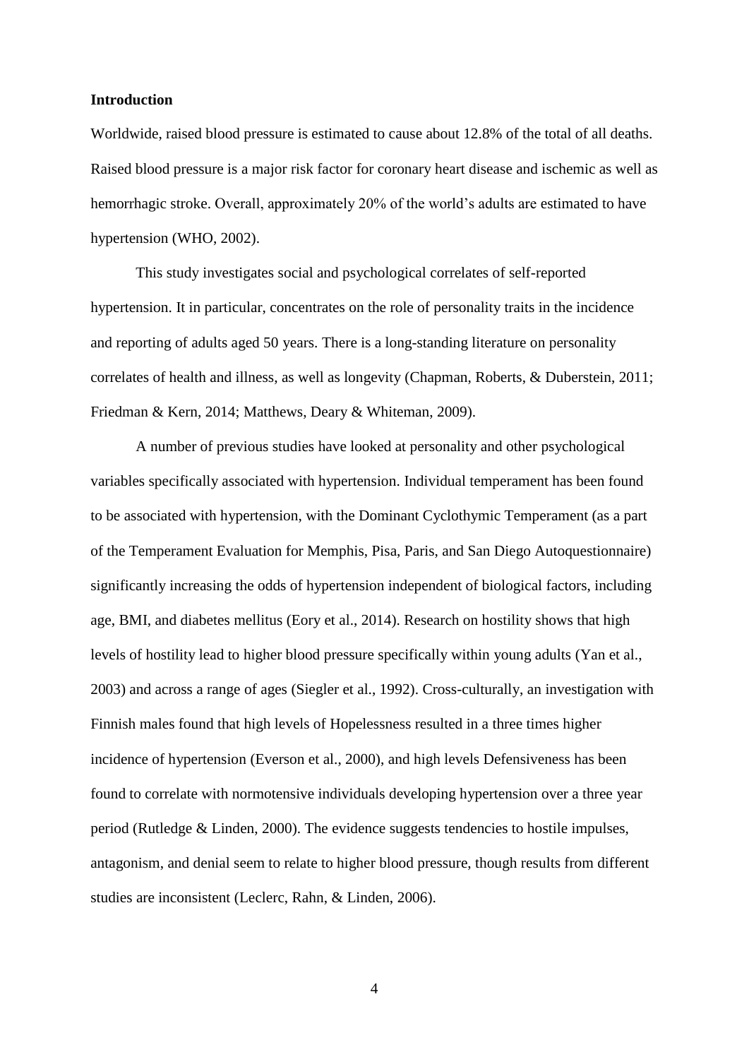**Introduction**

Worldwide, raised blood pressure is estimated to cause about 12.8% of the total of all deaths. Raised blood pressure is a major risk factor for coronary heart disease and ischemic as well as hemorrhagic stroke. Overall, approximately 20% of the world's adults are estimated to have hypertension (WHO, 2002).

This study investigates social and psychological correlates of self-reported hypertension. It in particular, concentrates on the role of personality traits in the incidence and reporting of adults aged 50 years. There is a long-standing literature on personality correlates of health and illness, as well as longevity (Chapman, Roberts, & Duberstein, 2011; Friedman & Kern, 2014; Matthews, Deary & Whiteman, 2009).

A number of previous studies have looked at personality and other psychological variables specifically associated with hypertension. Individual temperament has been found to be associated with hypertension, with the Dominant Cyclothymic Temperament (as a part of the Temperament Evaluation for Memphis, Pisa, Paris, and San Diego Autoquestionnaire) significantly increasing the odds of hypertension independent of biological factors, including age, BMI, and diabetes mellitus (Eory et al., 2014). Research on hostility shows that high levels of hostility lead to higher blood pressure specifically within young adults (Yan et al., 2003) and across a range of ages (Siegler et al., 1992). Cross-culturally, an investigation with Finnish males found that high levels of Hopelessness resulted in a three times higher incidence of hypertension (Everson et al., 2000), and high levels Defensiveness has been found to correlate with normotensive individuals developing hypertension over a three year period (Rutledge & Linden, 2000). The evidence suggests tendencies to hostile impulses, antagonism, and denial seem to relate to higher blood pressure, though results from different studies are inconsistent (Leclerc, Rahn, & Linden, 2006).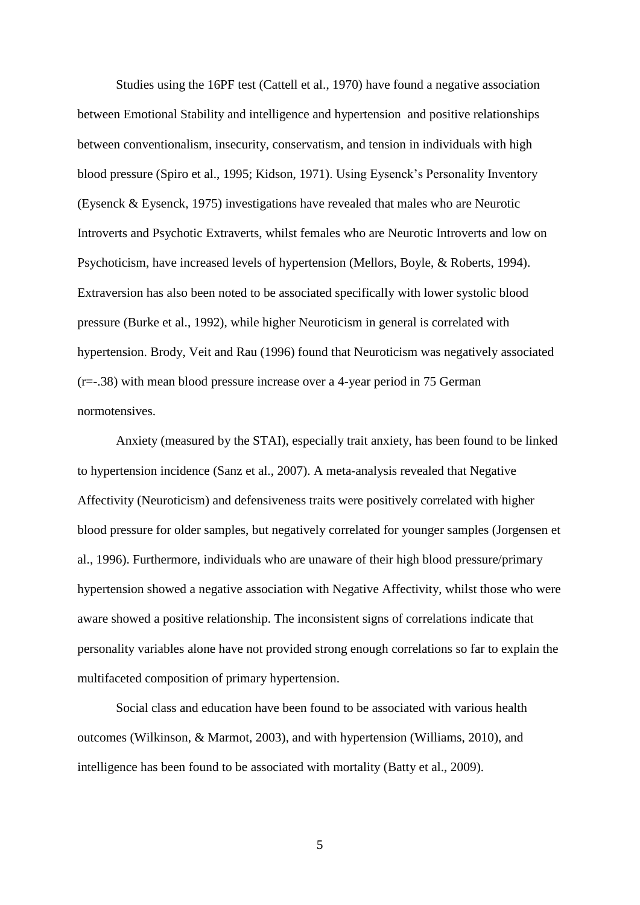Studies using the 16PF test (Cattell et al., 1970) have found a negative association between Emotional Stability and intelligence and hypertension  and positive relationships between conventionalism, insecurity, conservatism, and tension in individuals with high blood pressure (Spiro et al., 1995; Kidson, 1971). Using Eysenck's Personality Inventory (Eysenck & Eysenck, 1975) investigations have revealed that males who are Neurotic Introverts and Psychotic Extraverts, whilst females who are Neurotic Introverts and low on Psychoticism, have increased levels of hypertension (Mellors, Boyle, & Roberts, 1994). Extraversion has also been noted to be associated specifically with lower systolic blood pressure (Burke et al., 1992), while higher Neuroticism in general is correlated with hypertension. Brody, Veit and Rau (1996) found that Neuroticism was negatively associated ($r$=-.38) with mean blood pressure increase over a 4-year period in 75 German normotensives.

Anxiety (measured by the STAI), especially trait anxiety, has been found to be linked to hypertension incidence (Sanz et al., 2007). A meta-analysis revealed that Negative Affectivity (Neuroticism) and defensiveness traits were positively correlated with higher blood pressure for older samples, but negatively correlated for younger samples (Jorgensen et al., 1996). Furthermore, individuals who are unaware of their high blood pressure/primary hypertension showed a negative association with Negative Affectivity, whilst those who were aware showed a positive relationship. The inconsistent signs of correlations indicate that personality variables alone have not provided strong enough correlations so far to explain the multifaceted composition of primary hypertension.

Social class and education have been found to be associated with various health outcomes (Wilkinson, & Marmot, 2003), and with hypertension (Williams, 2010), and intelligence has been found to be associated with mortality (Batty et al., 2009).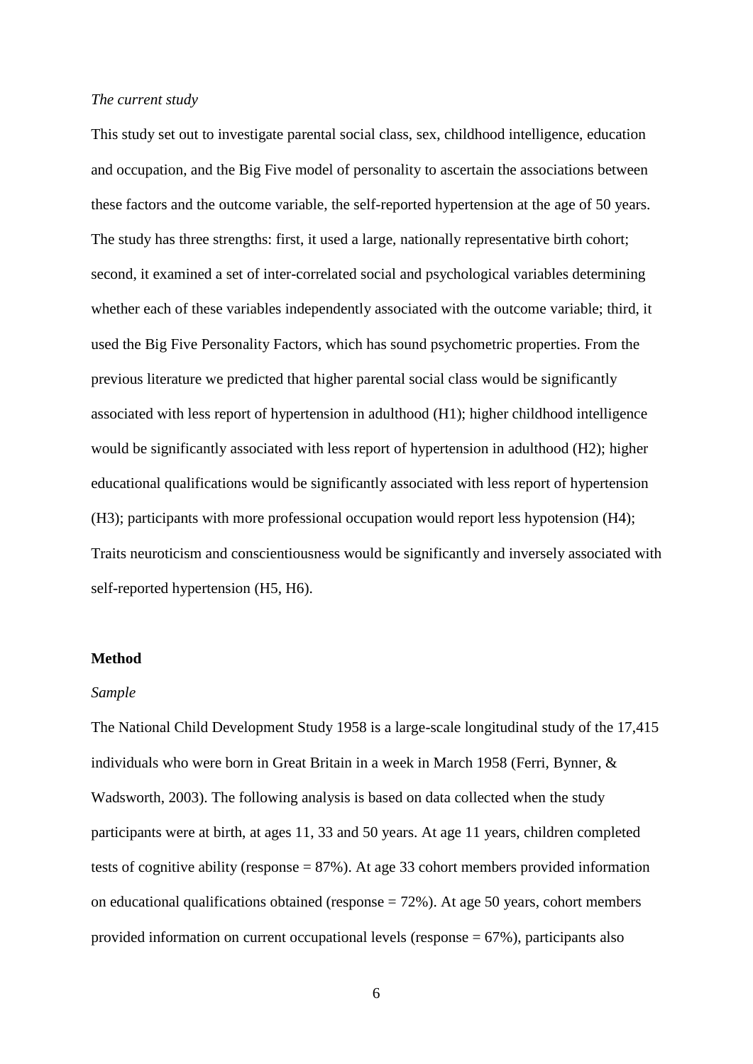*The current study*

This study set out to investigate parental social class, sex, childhood intelligence, education and occupation, and the Big Five model of personality to ascertain the associations between these factors and the outcome variable, the self-reported hypertension at the age of 50 years. The study has three strengths: first, it used a large, nationally representative birth cohort; second, it examined a set of inter-correlated social and psychological variables determining whether each of these variables independently associated with the outcome variable; third, it used the Big Five Personality Factors, which has sound psychometric properties. From the previous literature we predicted that higher parental social class would be significantly associated with less report of hypertension in adulthood (H1); higher childhood intelligence would be significantly associated with less report of hypertension in adulthood (H2); higher educational qualifications would be significantly associated with less report of hypertension (H3); participants with more professional occupation would report less hypotension (H4); Traits neuroticism and conscientiousness would be significantly and inversely associated with self-reported hypertension (H5, H6).

## Method

*Sample*

The National Child Development Study 1958 is a large-scale longitudinal study of the 17,415 individuals who were born in Great Britain in a week in March 1958 (Ferri, Bynner, & Wadsworth, 2003). The following analysis is based on data collected when the study participants were at birth, at ages 11, 33 and 50 years. At age 11 years, children completed tests of cognitive ability (response = 87%). At age 33 cohort members provided information on educational qualifications obtained (response = 72%). At age 50 years, cohort members provided information on current occupational levels (response = 67%), participants also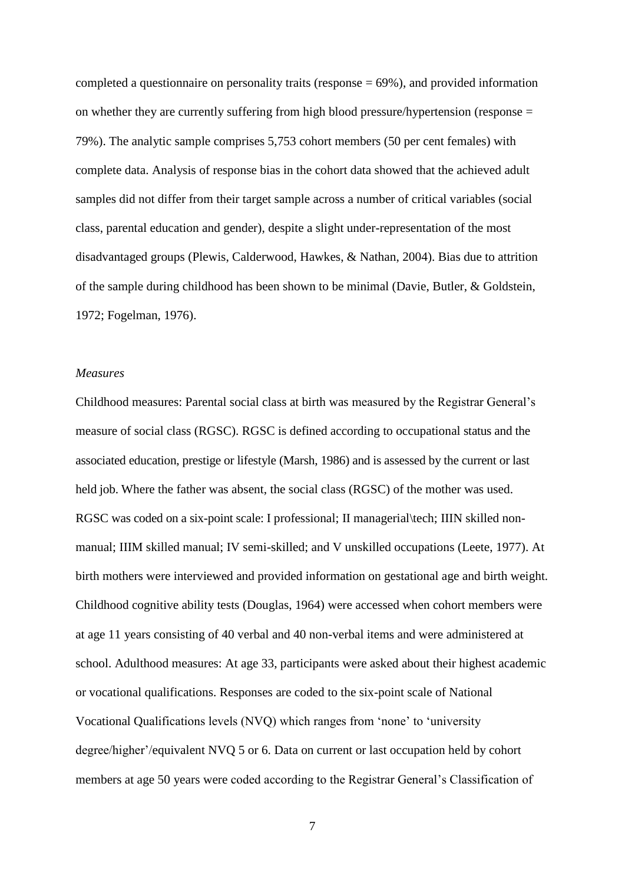completed a questionnaire on personality traits (response = 69%), and provided information on whether they are currently suffering from high blood pressure/hypertension (response = 79%). The analytic sample comprises 5,753 cohort members (50 per cent females) with complete data. Analysis of response bias in the cohort data showed that the achieved adult samples did not differ from their target sample across a number of critical variables (social class, parental education and gender), despite a slight under-representation of the most disadvantaged groups (Plewis, Calderwood, Hawkes, & Nathan, 2004). Bias due to attrition of the sample during childhood has been shown to be minimal (Davie, Butler, & Goldstein, 1972; Fogelman, 1976).

*Measures*

Childhood measures: Parental social class at birth was measured by the Registrar General's measure of social class (RGSC). RGSC is defined according to occupational status and the associated education, prestige or lifestyle (Marsh, 1986) and is assessed by the current or last held job. Where the father was absent, the social class (RGSC) of the mother was used. RGSC was coded on a six-point scale: I professional; II managerial\tech; IIIN skilled non-manual; IIIM skilled manual; IV semi-skilled; and V unskilled occupations (Leete, 1977). At birth mothers were interviewed and provided information on gestational age and birth weight. Childhood cognitive ability tests (Douglas, 1964) were accessed when cohort members were at age 11 years consisting of 40 verbal and 40 non-verbal items and were administered at school. Adulthood measures: At age 33, participants were asked about their highest academic or vocational qualifications. Responses are coded to the six-point scale of National Vocational Qualifications levels (NVQ) which ranges from 'none' to 'university degree/higher'/equivalent NVQ 5 or 6. Data on current or last occupation held by cohort members at age 50 years were coded according to the Registrar General's Classification of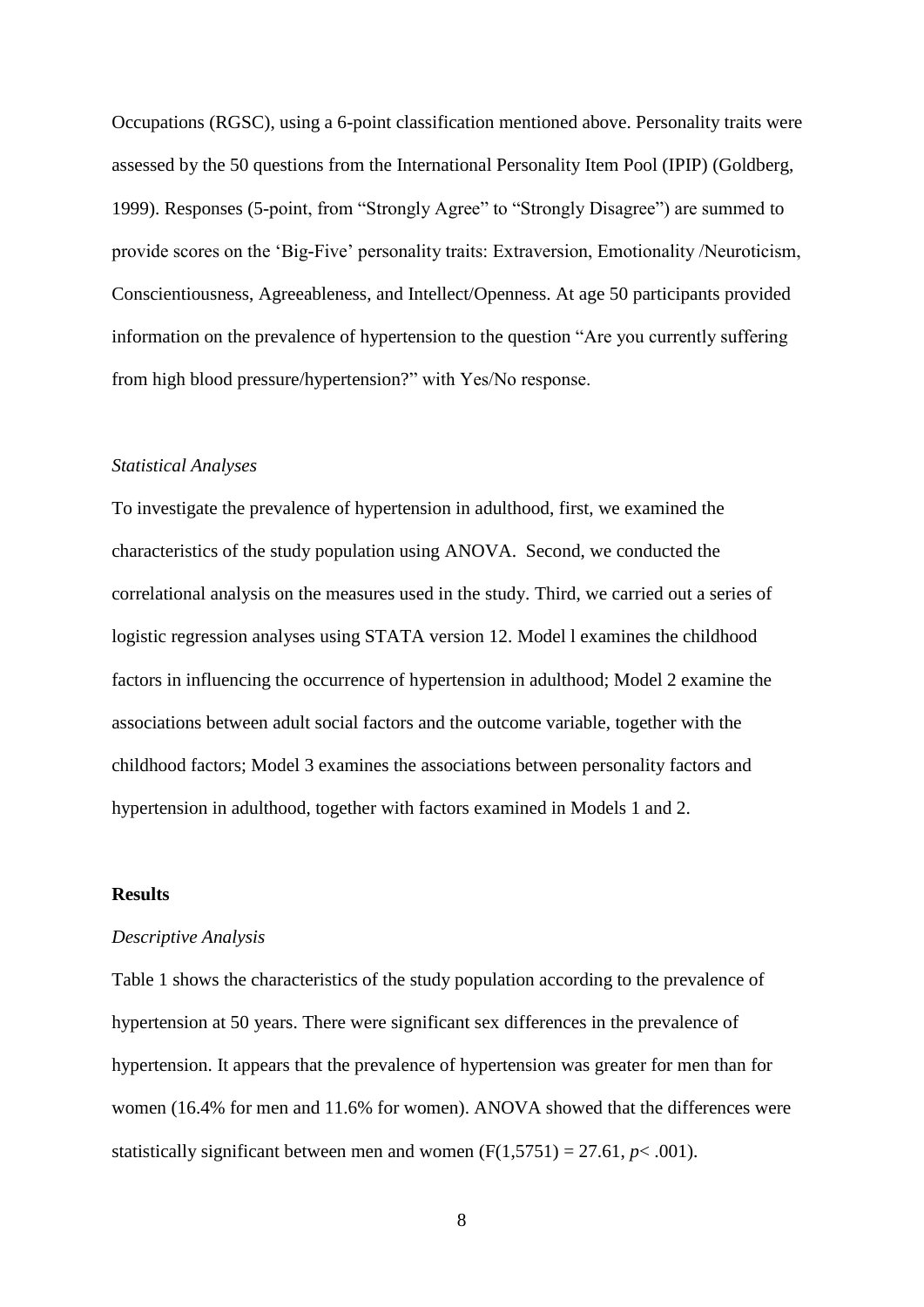Occupations (RGSC), using a 6-point classification mentioned above. Personality traits were assessed by the 50 questions from the International Personality Item Pool (IPIP) (Goldberg, 1999). Responses (5-point, from "Strongly Agree" to "Strongly Disagree") are summed to provide scores on the 'Big-Five' personality traits: Extraversion, Emotionality /Neuroticism, Conscientiousness, Agreeableness, and Intellect/Openness. At age 50 participants provided information on the prevalence of hypertension to the question "Are you currently suffering from high blood pressure/hypertension?" with Yes/No response.

*Statistical Analyses*

To investigate the prevalence of hypertension in adulthood, first, we examined the characteristics of the study population using ANOVA. Second, we conducted the correlational analysis on the measures used in the study. Third, we carried out a series of logistic regression analyses using STATA version 12. Model l examines the childhood factors in influencing the occurrence of hypertension in adulthood; Model 2 examine the associations between adult social factors and the outcome variable, together with the childhood factors; Model 3 examines the associations between personality factors and hypertension in adulthood, together with factors examined in Models 1 and 2.

**Results**

*Descriptive Analysis*

Table 1 shows the characteristics of the study population according to the prevalence of hypertension at 50 years. There were significant sex differences in the prevalence of hypertension. It appears that the prevalence of hypertension was greater for men than for women (16.4% for men and 11.6% for women). ANOVA showed that the differences were statistically significant between men and women ($F(1,5751) = 27.61$, $p < .001$).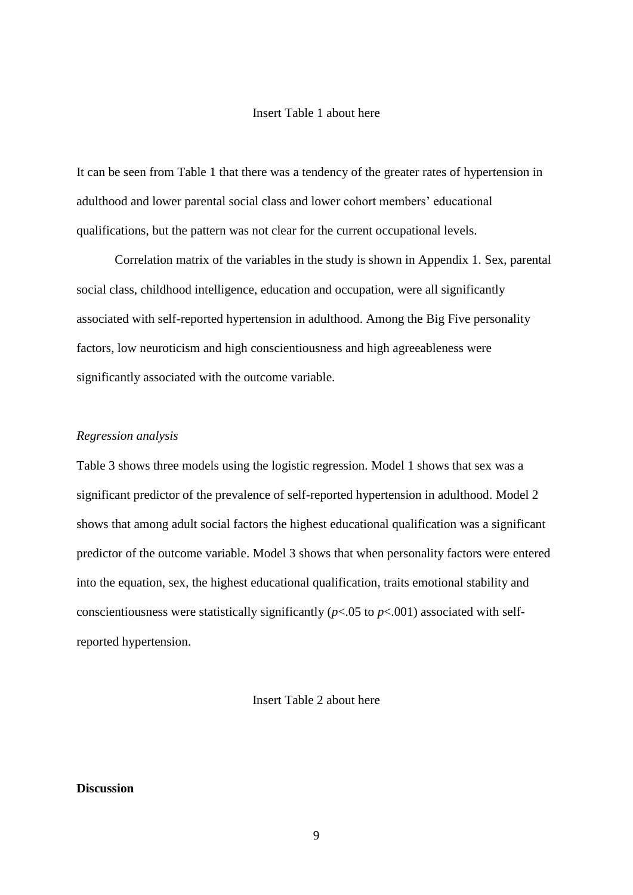Insert Table 1 about here

It can be seen from Table 1 that there was a tendency of the greater rates of hypertension in adulthood and lower parental social class and lower cohort members' educational qualifications, but the pattern was not clear for the current occupational levels.

Correlation matrix of the variables in the study is shown in Appendix 1. Sex, parental social class, childhood intelligence, education and occupation, were all significantly associated with self-reported hypertension in adulthood. Among the Big Five personality factors, low neuroticism and high conscientiousness and high agreeableness were significantly associated with the outcome variable.

*Regression analysis*

Table 3 shows three models using the logistic regression. Model 1 shows that sex was a significant predictor of the prevalence of self-reported hypertension in adulthood. Model 2 shows that among adult social factors the highest educational qualification was a significant predictor of the outcome variable. Model 3 shows that when personality factors were entered into the equation, sex, the highest educational qualification, traits emotional stability and conscientiousness were statistically significantly ($p<.05$ to $p<.001$) associated with self-reported hypertension.

Insert Table 2 about here

**Discussion**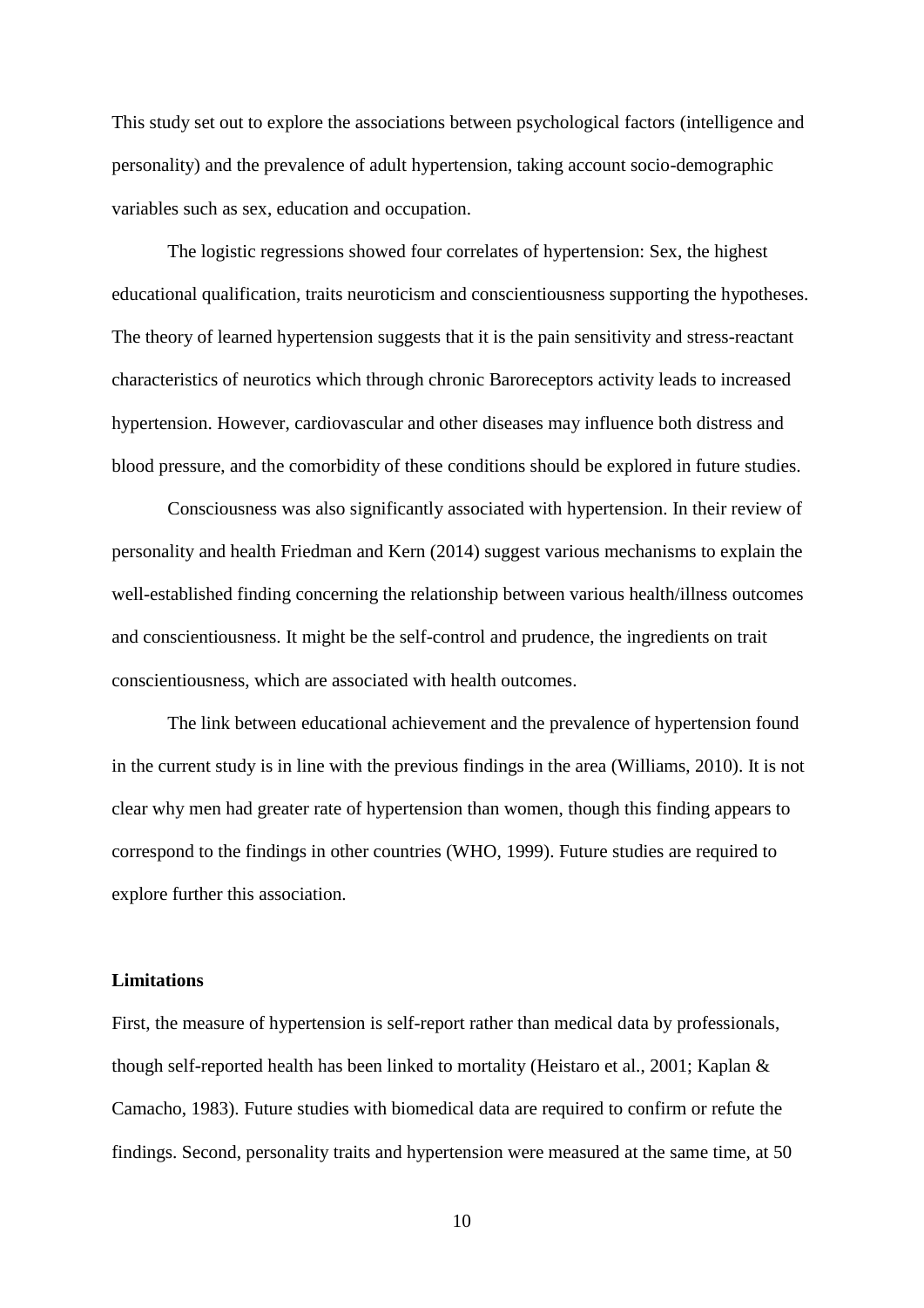This study set out to explore the associations between psychological factors (intelligence and personality) and the prevalence of adult hypertension, taking account socio-demographic variables such as sex, education and occupation.

The logistic regressions showed four correlates of hypertension: Sex, the highest educational qualification, traits neuroticism and conscientiousness supporting the hypotheses. The theory of learned hypertension suggests that it is the pain sensitivity and stress-reactant characteristics of neurotics which through chronic Baroreceptors activity leads to increased hypertension. However, cardiovascular and other diseases may influence both distress and blood pressure, and the comorbidity of these conditions should be explored in future studies.

Consciousness was also significantly associated with hypertension. In their review of personality and health Friedman and Kern (2014) suggest various mechanisms to explain the well-established finding concerning the relationship between various health/illness outcomes and conscientiousness. It might be the self-control and prudence, the ingredients on trait conscientiousness, which are associated with health outcomes.

The link between educational achievement and the prevalence of hypertension found in the current study is in line with the previous findings in the area (Williams, 2010). It is not clear why men had greater rate of hypertension than women, though this finding appears to correspond to the findings in other countries (WHO, 1999). Future studies are required to explore further this association.

**Limitations**

First, the measure of hypertension is self-report rather than medical data by professionals, though self-reported health has been linked to mortality (Heistaro et al., 2001; Kaplan & Camacho, 1983). Future studies with biomedical data are required to confirm or refute the findings. Second, personality traits and hypertension were measured at the same time, at 50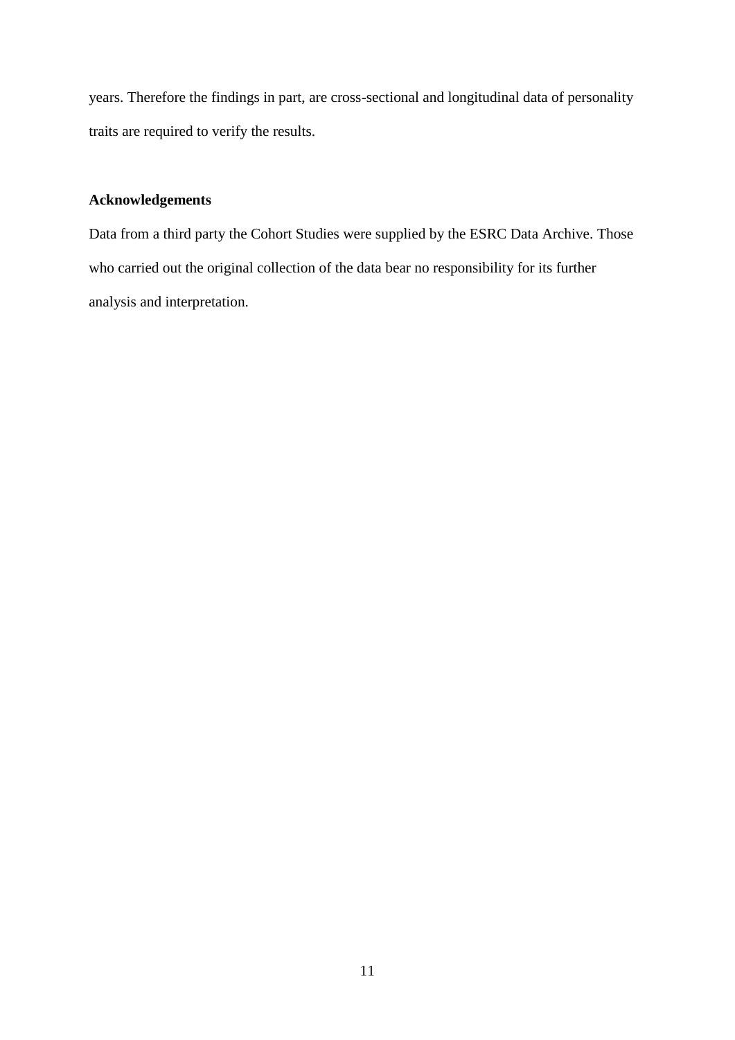years. Therefore the findings in part, are cross-sectional and longitudinal data of personality traits are required to verify the results.

**Acknowledgements**

Data from a third party the Cohort Studies were supplied by the ESRC Data Archive. Those who carried out the original collection of the data bear no responsibility for its further analysis and interpretation.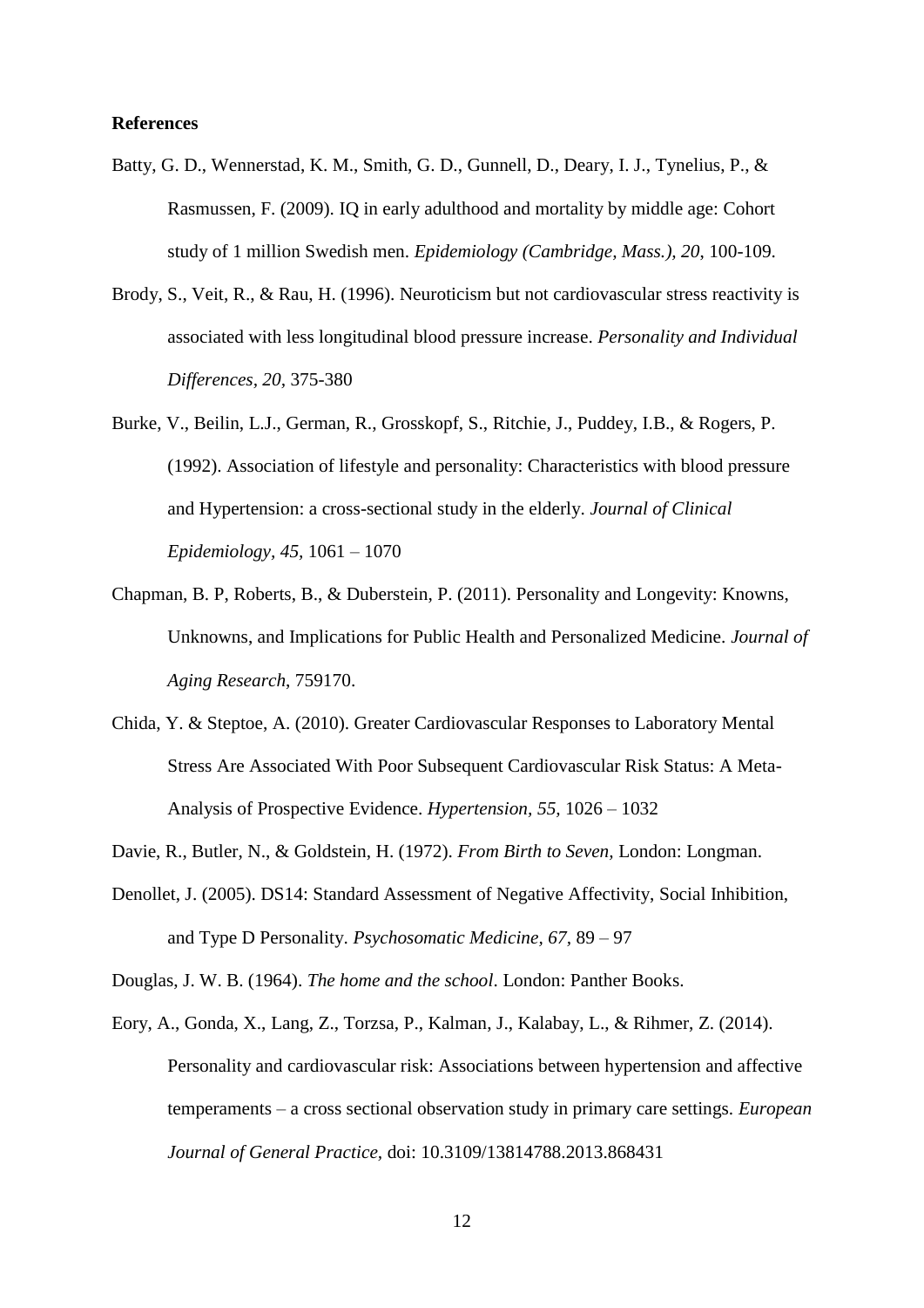**References**

Batty, G. D., Wennerstad, K. M., Smith, G. D., Gunnell, D., Deary, I. J., Tynelius, P., & Rasmussen, F. (2009). IQ in early adulthood and mortality by middle age: Cohort study of 1 million Swedish men. *Epidemiology (Cambridge, Mass.), 20*, 100-109.

Brody, S., Veit, R., & Rau, H. (1996). Neuroticism but not cardiovascular stress reactivity is associated with less longitudinal blood pressure increase. *Personality and Individual Differences, 20*, 375-380

Burke, V., Beilin, L.J., German, R., Grosskopf, S., Ritchie, J., Puddey, I.B., & Rogers, P. (1992). Association of lifestyle and personality: Characteristics with blood pressure and Hypertension: a cross-sectional study in the elderly. *Journal of Clinical Epidemiology, 45,* 1061 – 1070

Chapman, B. P, Roberts, B., & Duberstein, P. (2011). Personality and Longevity: Knowns, Unknowns, and Implications for Public Health and Personalized Medicine. *Journal of Aging Research*, 759170.

Chida, Y. & Steptoe, A. (2010). Greater Cardiovascular Responses to Laboratory Mental Stress Are Associated With Poor Subsequent Cardiovascular Risk Status: A Meta-Analysis of Prospective Evidence. *Hypertension, 55,* 1026 – 1032

Davie, R., Butler, N., & Goldstein, H. (1972). *From Birth to Seven,* London: Longman.

Denollet, J. (2005). DS14: Standard Assessment of Negative Affectivity, Social Inhibition, and Type D Personality. *Psychosomatic Medicine, 67,* 89 – 97

Douglas, J. W. B. (1964). *The home and the school*. London: Panther Books.

Eory, A., Gonda, X., Lang, Z., Torzsa, P., Kalman, J., Kalabay, L., & Rihmer, Z. (2014). Personality and cardiovascular risk: Associations between hypertension and affective temperaments – a cross sectional observation study in primary care settings. *European Journal of General Practice,* doi: 10.3109/13814788.2013.868431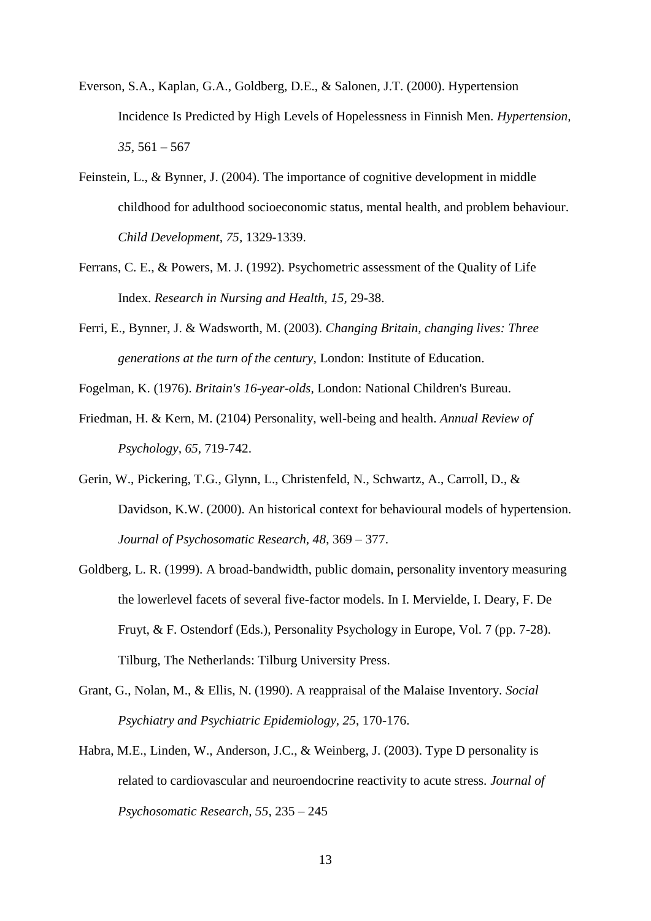Everson, S.A., Kaplan, G.A., Goldberg, D.E., & Salonen, J.T. (2000). Hypertension Incidence Is Predicted by High Levels of Hopelessness in Finnish Men. *Hypertension, 35*, 561 – 567

Feinstein, L., & Bynner, J. (2004). The importance of cognitive development in middle childhood for adulthood socioeconomic status, mental health, and problem behaviour. *Child Development, 75*, 1329-1339.

Ferrans, C. E., & Powers, M. J. (1992). Psychometric assessment of the Quality of Life Index. *Research in Nursing and Health, 15*, 29-38.

Ferri, E., Bynner, J. & Wadsworth, M. (2003). *Changing Britain, changing lives: Three generations at the turn of the century,* London: Institute of Education.

Fogelman, K. (1976). *Britain's 16-year-olds,* London: National Children's Bureau.

Friedman, H. & Kern, M. (2104) Personality, well-being and health. *Annual Review of Psychology, 65*, 719-742.

Gerin, W., Pickering, T.G., Glynn, L., Christenfeld, N., Schwartz, A., Carroll, D., & Davidson, K.W. (2000). An historical context for behavioural models of hypertension. *Journal of Psychosomatic Research, 48*, 369 – 377.

Goldberg, L. R. (1999). A broad-bandwidth, public domain, personality inventory measuring the lowerlevel facets of several five-factor models. In I. Mervielde, I. Deary, F. De Fruyt, & F. Ostendorf (Eds.), Personality Psychology in Europe, Vol. 7 (pp. 7-28). Tilburg, The Netherlands: Tilburg University Press.

Grant, G., Nolan, M., & Ellis, N. (1990). A reappraisal of the Malaise Inventory. *Social Psychiatry and Psychiatric Epidemiology, 25*, 170-176.

Habra, M.E., Linden, W., Anderson, J.C., & Weinberg, J. (2003). Type D personality is related to cardiovascular and neuroendocrine reactivity to acute stress. *Journal of Psychosomatic Research, 55*, 235 – 245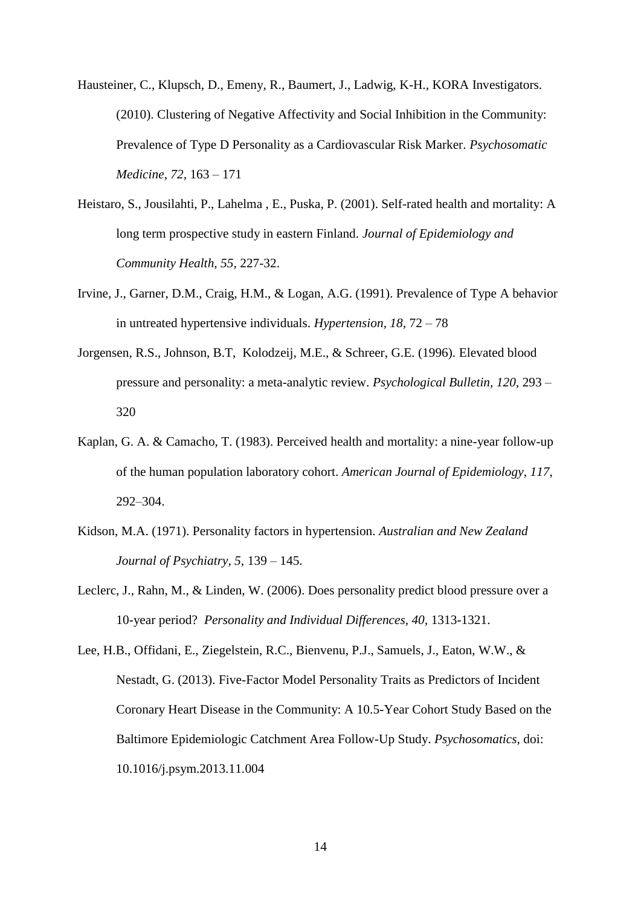Hausteiner, C., Klupsch, D., Emeny, R., Baumert, J., Ladwig, K-H., KORA Investigators. (2010). Clustering of Negative Affectivity and Social Inhibition in the Community: Prevalence of Type D Personality as a Cardiovascular Risk Marker. *Psychosomatic Medicine, 72,* 163 – 171

Heistaro, S., Jousilahti, P., Lahelma , E., Puska, P. (2001). Self-rated health and mortality: A long term prospective study in eastern Finland. *Journal of Epidemiology and Community Health, 55*, 227-32.

Irvine, J., Garner, D.M., Craig, H.M., & Logan, A.G. (1991). Prevalence of Type A behavior in untreated hypertensive individuals. *Hypertension, 18,* 72 – 78

Jorgensen, R.S., Johnson, B.T, Kolodzeij, M.E., & Schreer, G.E. (1996). Elevated blood pressure and personality: a meta-analytic review. *Psychological Bulletin, 120*, 293 – 320

Kaplan, G. A. & Camacho, T. (1983). Perceived health and mortality: a nine-year follow-up of the human population laboratory cohort. *American Journal of Epidemiology, 117*, 292–304.

Kidson, M.A. (1971). Personality factors in hypertension. *Australian and New Zealand Journal of Psychiatry, 5,* 139 – 145.

Leclerc, J., Rahn, M., & Linden, W. (2006). Does personality predict blood pressure over a 10-year period? *Personality and Individual Differences, 40*, 1313-1321.

Lee, H.B., Offidani, E., Ziegelstein, R.C., Bienvenu, P.J., Samuels, J., Eaton, W.W., & Nestadt, G. (2013). Five-Factor Model Personality Traits as Predictors of Incident Coronary Heart Disease in the Community: A 10.5-Year Cohort Study Based on the Baltimore Epidemiologic Catchment Area Follow-Up Study. *Psychosomatics*, doi: 10.1016/j.psym.2013.11.004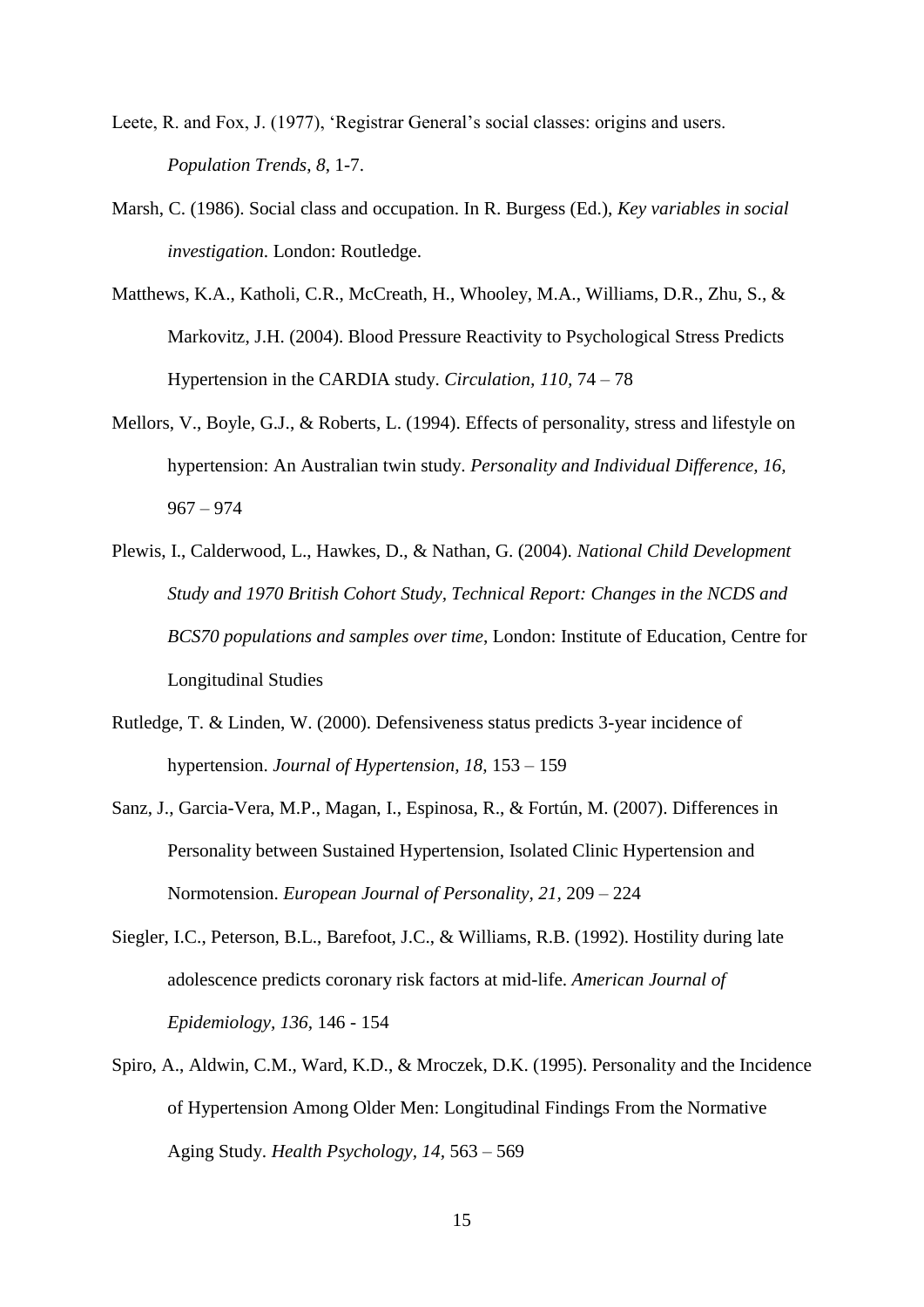Leete, R. and Fox, J. (1977), 'Registrar General's social classes: origins and users. *Population Trends*, *8*, 1-7.

Marsh, C. (1986). Social class and occupation. In R. Burgess (Ed.), *Key variables in social investigation.* London: Routledge.

Matthews, K.A., Katholi, C.R., McCreath, H., Whooley, M.A., Williams, D.R., Zhu, S., & Markovitz, J.H. (2004). Blood Pressure Reactivity to Psychological Stress Predicts Hypertension in the CARDIA study. *Circulation, 110,* 74 – 78

Mellors, V., Boyle, G.J., & Roberts, L. (1994). Effects of personality, stress and lifestyle on hypertension: An Australian twin study. *Personality and Individual Difference, 16,* 967 – 974

Plewis, I., Calderwood, L., Hawkes, D., & Nathan, G. (2004). *National Child Development Study and 1970 British Cohort Study, Technical Report: Changes in the NCDS and BCS70 populations and samples over time*, London: Institute of Education, Centre for Longitudinal Studies

Rutledge, T. & Linden, W. (2000). Defensiveness status predicts 3-year incidence of hypertension. *Journal of Hypertension, 18,* 153 – 159

Sanz, J., Garcia-Vera, M.P., Magan, I., Espinosa, R., & Fortún, M. (2007). Differences in Personality between Sustained Hypertension, Isolated Clinic Hypertension and Normotension. *European Journal of Personality, 21,* 209 – 224

Siegler, I.C., Peterson, B.L., Barefoot, J.C., & Williams, R.B. (1992). Hostility during late adolescence predicts coronary risk factors at mid-life. *American Journal of Epidemiology, 136*, 146 - 154

Spiro, A., Aldwin, C.M., Ward, K.D., & Mroczek, D.K. (1995). Personality and the Incidence of Hypertension Among Older Men: Longitudinal Findings From the Normative Aging Study. *Health Psychology, 14,* 563 – 569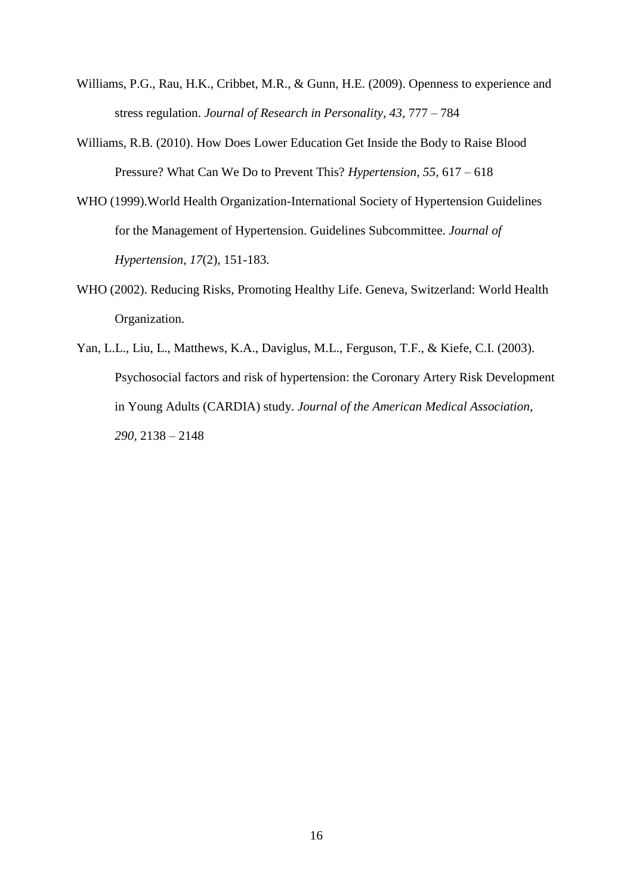Williams, P.G., Rau, H.K., Cribbet, M.R., & Gunn, H.E. (2009). Openness to experience and stress regulation. *Journal of Research in Personality, 43,* 777 – 784

Williams, R.B. (2010). How Does Lower Education Get Inside the Body to Raise Blood Pressure? What Can We Do to Prevent This? *Hypertension, 55,* 617 – 618

WHO (1999).World Health Organization-International Society of Hypertension Guidelines for the Management of Hypertension. Guidelines Subcommittee. *Journal of Hypertension, 17*(2), 151-183.

WHO (2002). Reducing Risks, Promoting Healthy Life. Geneva, Switzerland: World Health Organization.

Yan, L.L., Liu, L., Matthews, K.A., Daviglus, M.L., Ferguson, T.F., & Kiefe, C.I. (2003). Psychosocial factors and risk of hypertension: the Coronary Artery Risk Development in Young Adults (CARDIA) study. *Journal of the American Medical Association, 290,* 2138 – 2148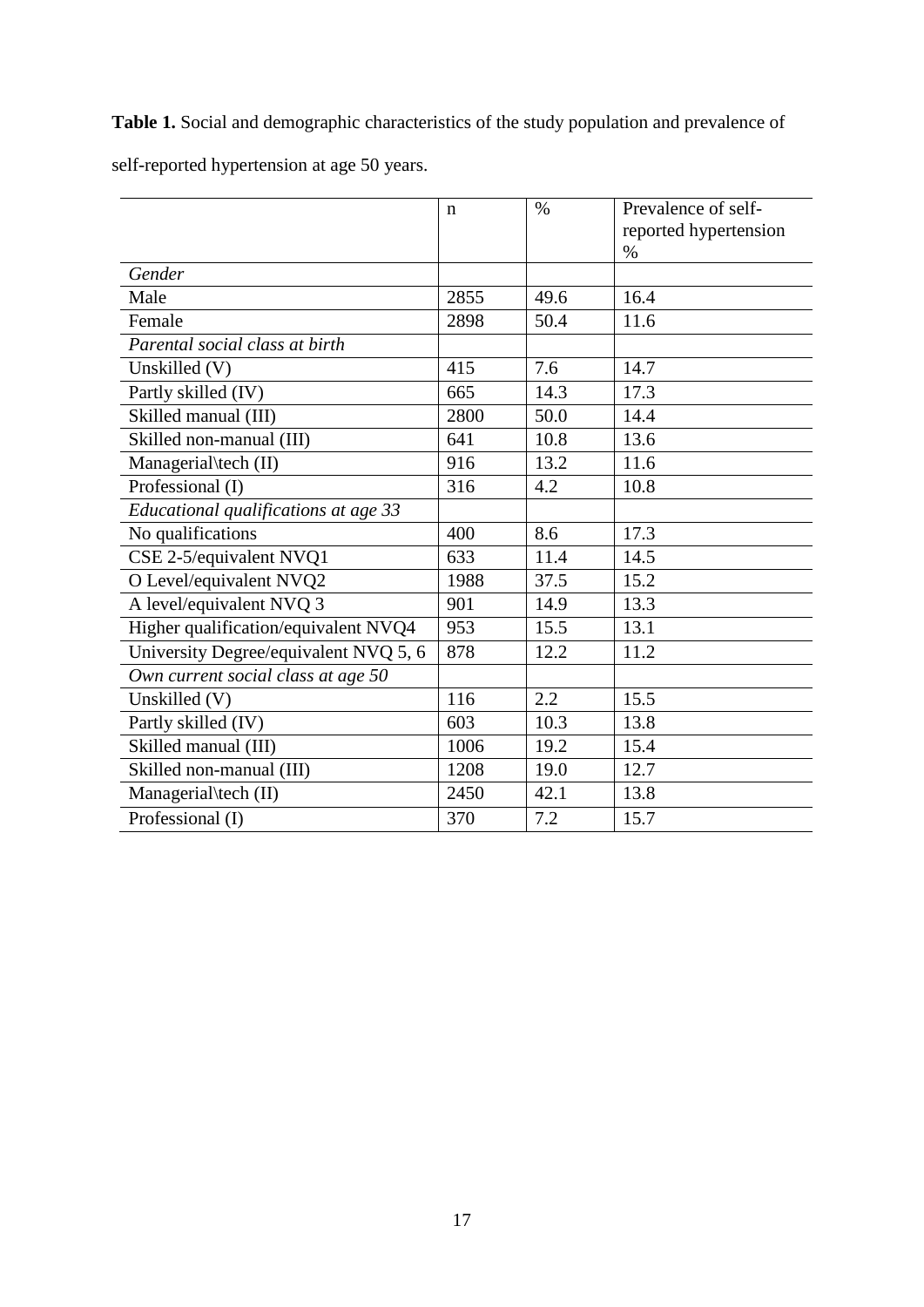**Table 1.** Social and demographic characteristics of the study population and prevalence of self-reported hypertension at age 50 years.

| | n | % | Prevalence of self-reported hypertension % |
|---|---|---|---|
| *Gender* | | | |
| Male | 2855 | 49.6 | 16.4 |
| Female | 2898 | 50.4 | 11.6 |
| *Parental social class at birth* | | | |
| Unskilled (V) | 415 | 7.6 | 14.7 |
| Partly skilled (IV) | 665 | 14.3 | 17.3 |
| Skilled manual (III) | 2800 | 50.0 | 14.4 |
| Skilled non-manual (III) | 641 | 10.8 | 13.6 |
| Managerial\tech (II) | 916 | 13.2 | 11.6 |
| Professional (I) | 316 | 4.2 | 10.8 |
| *Educational qualifications at age 33* | | | |
| No qualifications | 400 | 8.6 | 17.3 |
| CSE 2-5/equivalent NVQ1 | 633 | 11.4 | 14.5 |
| O Level/equivalent NVQ2 | 1988 | 37.5 | 15.2 |
| A level/equivalent NVQ 3 | 901 | 14.9 | 13.3 |
| Higher qualification/equivalent NVQ4 | 953 | 15.5 | 13.1 |
| University Degree/equivalent NVQ 5, 6 | 878 | 12.2 | 11.2 |
| *Own current social class at age 50* | | | |
| Unskilled (V) | 116 | 2.2 | 15.5 |
| Partly skilled (IV) | 603 | 10.3 | 13.8 |
| Skilled manual (III) | 1006 | 19.2 | 15.4 |
| Skilled non-manual (III) | 1208 | 19.0 | 12.7 |
| Managerial\tech (II) | 2450 | 42.1 | 13.8 |
| Professional (I) | 370 | 7.2 | 15.7 |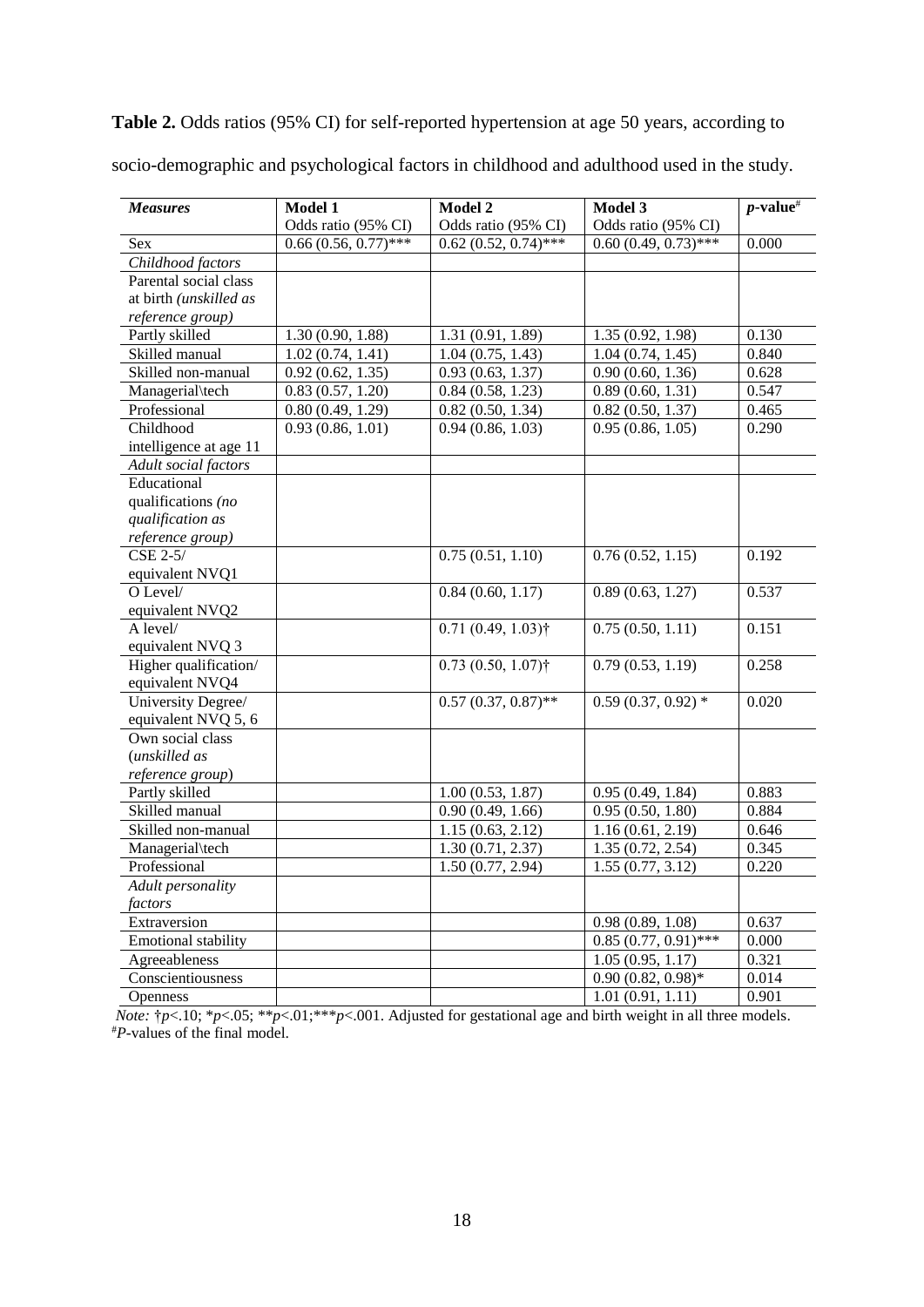**Table 2.** Odds ratios (95% CI) for self-reported hypertension at age 50 years, according to socio-demographic and psychological factors in childhood and adulthood used in the study.

| *Measures* | **Model 1** Odds ratio (95% CI) | **Model 2** Odds ratio (95% CI) | **Model 3** Odds ratio (95% CI) | ***p*-value**# |
|---|---|---|---|---|
| Sex | 0.66 (0.56, 0.77)*** | 0.62 (0.52, 0.74)*** | 0.60 (0.49, 0.73)*** | 0.000 |
| *Childhood factors* | | | | |
| Parental social class at birth *(unskilled as reference group)* | | | | |
| Partly skilled | 1.30 (0.90, 1.88) | 1.31 (0.91, 1.89) | 1.35 (0.92, 1.98) | 0.130 |
| Skilled manual | 1.02 (0.74, 1.41) | 1.04 (0.75, 1.43) | 1.04 (0.74, 1.45) | 0.840 |
| Skilled non-manual | 0.92 (0.62, 1.35) | 0.93 (0.63, 1.37) | 0.90 (0.60, 1.36) | 0.628 |
| Managerial\tech | 0.83 (0.57, 1.20) | 0.84 (0.58, 1.23) | 0.89 (0.60, 1.31) | 0.547 |
| Professional | 0.80 (0.49, 1.29) | 0.82 (0.50, 1.34) | 0.82 (0.50, 1.37) | 0.465 |
| Childhood intelligence at age 11 | 0.93 (0.86, 1.01) | 0.94 (0.86, 1.03) | 0.95 (0.86, 1.05) | 0.290 |
| *Adult social factors* | | | | |
| Educational qualifications *(no qualification as reference group)* | | | | |
| CSE 2-5/ equivalent NVQ1 | | 0.75 (0.51, 1.10) | 0.76 (0.52, 1.15) | 0.192 |
| O Level/ equivalent NVQ2 | | 0.84 (0.60, 1.17) | 0.89 (0.63, 1.27) | 0.537 |
| A level/ equivalent NVQ 3 | | 0.71 (0.49, 1.03)† | 0.75 (0.50, 1.11) | 0.151 |
| Higher qualification/ equivalent NVQ4 | | 0.73 (0.50, 1.07)† | 0.79 (0.53, 1.19) | 0.258 |
| University Degree/ equivalent NVQ 5, 6 | | 0.57 (0.37, 0.87)** | 0.59 (0.37, 0.92) * | 0.020 |
| Own social class (*unskilled as reference group*) | | | | |
| Partly skilled | | 1.00 (0.53, 1.87) | 0.95 (0.49, 1.84) | 0.883 |
| Skilled manual | | 0.90 (0.49, 1.66) | 0.95 (0.50, 1.80) | 0.884 |
| Skilled non-manual | | 1.15 (0.63, 2.12) | 1.16 (0.61, 2.19) | 0.646 |
| Managerial\tech | | 1.30 (0.71, 2.37) | 1.35 (0.72, 2.54) | 0.345 |
| Professional | | 1.50 (0.77, 2.94) | 1.55 (0.77, 3.12) | 0.220 |
| *Adult personality factors* | | | | |
| Extraversion | | | 0.98 (0.89, 1.08) | 0.637 |
| Emotional stability | | | 0.85 (0.77, 0.91)*** | 0.000 |
| Agreeableness | | | 1.05 (0.95, 1.17) | 0.321 |
| Conscientiousness | | | 0.90 (0.82, 0.98)* | 0.014 |
| Openness | | | 1.01 (0.91, 1.11) | 0.901 |

*Note:* †$p$<.10; *$p$<.05; **$p$<.01;***$p$<.001. Adjusted for gestational age and birth weight in all three models.
#*P*-values of the final model.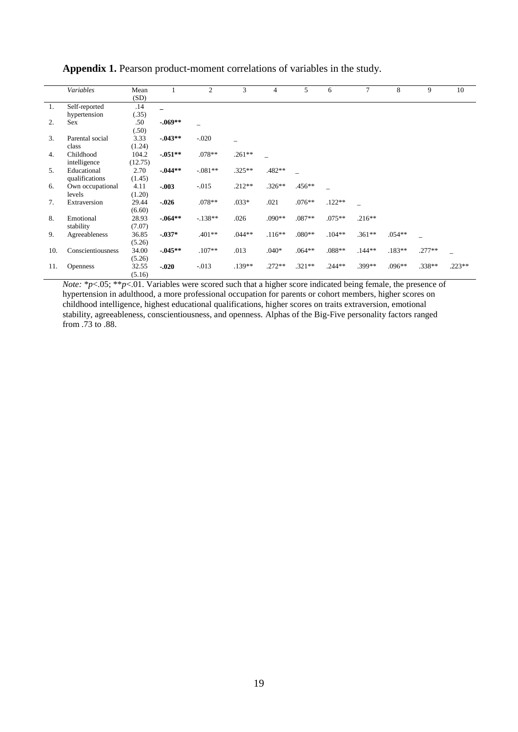**Appendix 1.** Pearson product-moment correlations of variables in the study.

| | *Variables* | Mean (SD) | 1 | 2 | 3 | 4 | 5 | 6 | 7 | 8 | 9 | 10 |
|---|---|---|---|---|---|---|---|---|---|---|---|---|
| 1. | Self-reported hypertension | .14 (.35) | _ | | | | | | | | | |
| 2. | Sex | .50 (.50) | **-.069**** | _ | | | | | | | | |
| 3. | Parental social class | 3.33 (1.24) | **-.043**** | -.020 | _ | | | | | | | |
| 4. | Childhood intelligence | 104.2 (12.75) | **-.051**** | .078** | .261** | _ | | | | | | |
| 5. | Educational qualifications | 2.70 (1.45) | **-.044**** | -.081** | .325** | .482** | _ | | | | | |
| 6. | Own occupational levels | 4.11 (1.20) | **-.003** | -.015 | .212** | .326** | .456** | _ | | | | |
| 7. | Extraversion | 29.44 (6.60) | **-.026** | .078** | .033* | .021 | .076** | .122** | _ | | | |
| 8. | Emotional stability | 28.93 (7.07) | **-.064**** | -.138** | .026 | .090** | .087** | .075** | .216** | | | |
| 9. | Agreeableness | 36.85 (5.26) | **-.037*** | .401** | .044** | .116** | .080** | .104** | .361** | .054** | _ | |
| 10. | Conscientiousness | 34.00 (5.26) | **-.045**** | .107** | .013 | .040* | .064** | .088** | .144** | .183** | .277** | _ |
| 11. | Openness | 32.55 (5.16) | **-.020** | -.013 | .139** | .272** | .321** | .244** | .399** | .096** | .338** | .223** |

*Note:* *$p<.05$; **$p<.01$. Variables were scored such that a higher score indicated being female, the presence of hypertension in adulthood, a more professional occupation for parents or cohort members, higher scores on childhood intelligence, highest educational qualifications, higher scores on traits extraversion, emotional stability, agreeableness, conscientiousness, and openness. Alphas of the Big-Five personality factors ranged from .73 to .88.